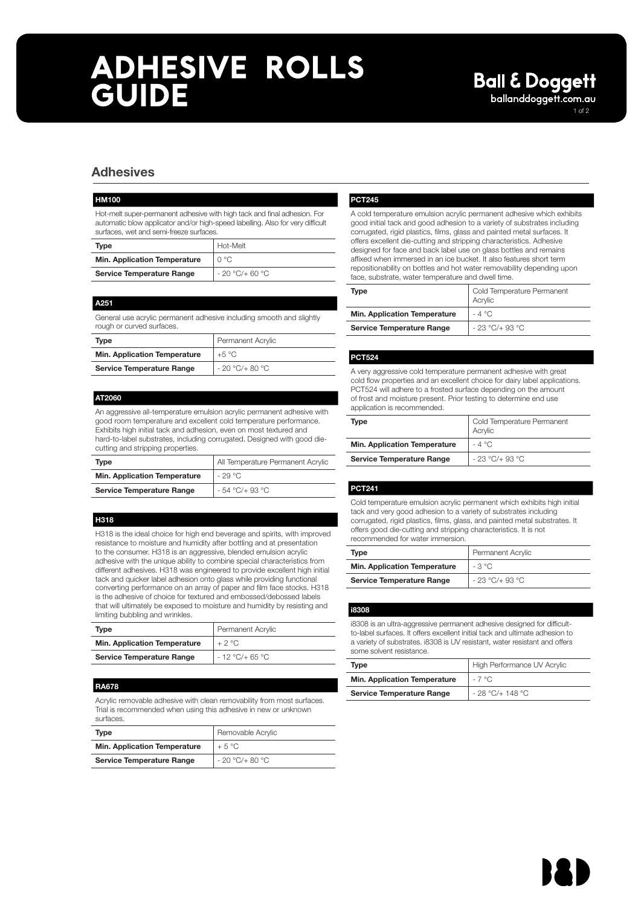# ADHESIVE ROLLS GUIDE

Ball & Doggett
ballanddoggett.com.au

## Adhesives

### HM100

Hot-melt super-permanent adhesive with high tack and final adhesion. For automatic blow applicator and/or high-speed labelling. Also for very difficult surfaces, wet and semi-freeze surfaces.

| Type | Hot-Melt |
|---|---|
| **Min. Application Temperature** | 0 °C |
| **Service Temperature Range** | - 20 °C/+ 60 °C |

### A251

General use acrylic permanent adhesive including smooth and slightly rough or curved surfaces.

| Type | Permanent Acrylic |
|---|---|
| **Min. Application Temperature** | +5 °C |
| **Service Temperature Range** | - 20 °C/+ 80 °C |

### AT2060

An aggressive all-temperature emulsion acrylic permanent adhesive with good room temperature and excellent cold temperature performance. Exhibits high initial tack and adhesion, even on most textured and hard-to-label substrates, including corrugated. Designed with good die-cutting and stripping properties.

| Type | All Temperature Permanent Acrylic |
|---|---|
| **Min. Application Temperature** | - 29 °C |
| **Service Temperature Range** | - 54 °C/+ 93 °C |

### H318

H318 is the ideal choice for high end beverage and spirits, with improved resistance to moisture and humidity after bottling and at presentation to the consumer. H318 is an aggressive, blended emulsion acrylic adhesive with the unique ability to combine special characteristics from different adhesives. H318 was engineered to provide excellent high initial tack and quicker label adhesion onto glass while providing functional converting performance on an array of paper and film face stocks. H318 is the adhesive of choice for textured and embossed/debossed labels that will ultimately be exposed to moisture and humidity by resisting and limiting bubbling and wrinkles.

| Type | Permanent Acrylic |
|---|---|
| **Min. Application Temperature** | + 2 °C |
| **Service Temperature Range** | - 12 °C/+ 65 °C |

### RA678

Acrylic removable adhesive with clean removability from most surfaces. Trial is recommended when using this adhesive in new or unknown surfaces.

| Type | Removable Acrylic |
|---|---|
| **Min. Application Temperature** | + 5 °C |
| **Service Temperature Range** | - 20 °C/+ 80 °C |

### PCT245

A cold temperature emulsion acrylic permanent adhesive which exhibits good initial tack and good adhesion to a variety of substrates including corrugated, rigid plastics, films, glass and painted metal surfaces. It offers excellent die-cutting and stripping characteristics. Adhesive designed for face and back label use on glass bottles and remains affixed when immersed in an ice bucket. It also features short term repositionability on bottles and hot water removability depending upon face, substrate, water temperature and dwell time.

| Type | Cold Temperature Permanent Acrylic |
|---|---|
| **Min. Application Temperature** | - 4 °C |
| **Service Temperature Range** | - 23 °C/+ 93 °C |

### PCT524

A very aggressive cold temperature permanent adhesive with great cold flow properties and an excellent choice for dairy label applications. PCT524 will adhere to a frosted surface depending on the amount of frost and moisture present. Prior testing to determine end use application is recommended.

| Type | Cold Temperature Permanent Acrylic |
|---|---|
| **Min. Application Temperature** | - 4 °C |
| **Service Temperature Range** | - 23 °C/+ 93 °C |

### PCT241

Cold temperature emulsion acrylic permanent which exhibits high initial tack and very good adhesion to a variety of substrates including corrugated, rigid plastics, films, glass, and painted metal substrates. It offers good die-cutting and stripping characteristics. It is not recommended for water immersion.

| Type | Permanent Acrylic |
|---|---|
| **Min. Application Temperature** | - 3 °C |
| **Service Temperature Range** | - 23 °C/+ 93 °C |

### i8308

i8308 is an ultra-aggressive permanent adhesive designed for difficult-to-label surfaces. It offers excellent initial tack and ultimate adhesion to a variety of substrates. i8308 is UV resistant, water resistant and offers some solvent resistance.

| Type | High Performance UV Acrylic |
|---|---|
| **Min. Application Temperature** | - 7 °C |
| **Service Temperature Range** | - 28 °C/+ 148 °C |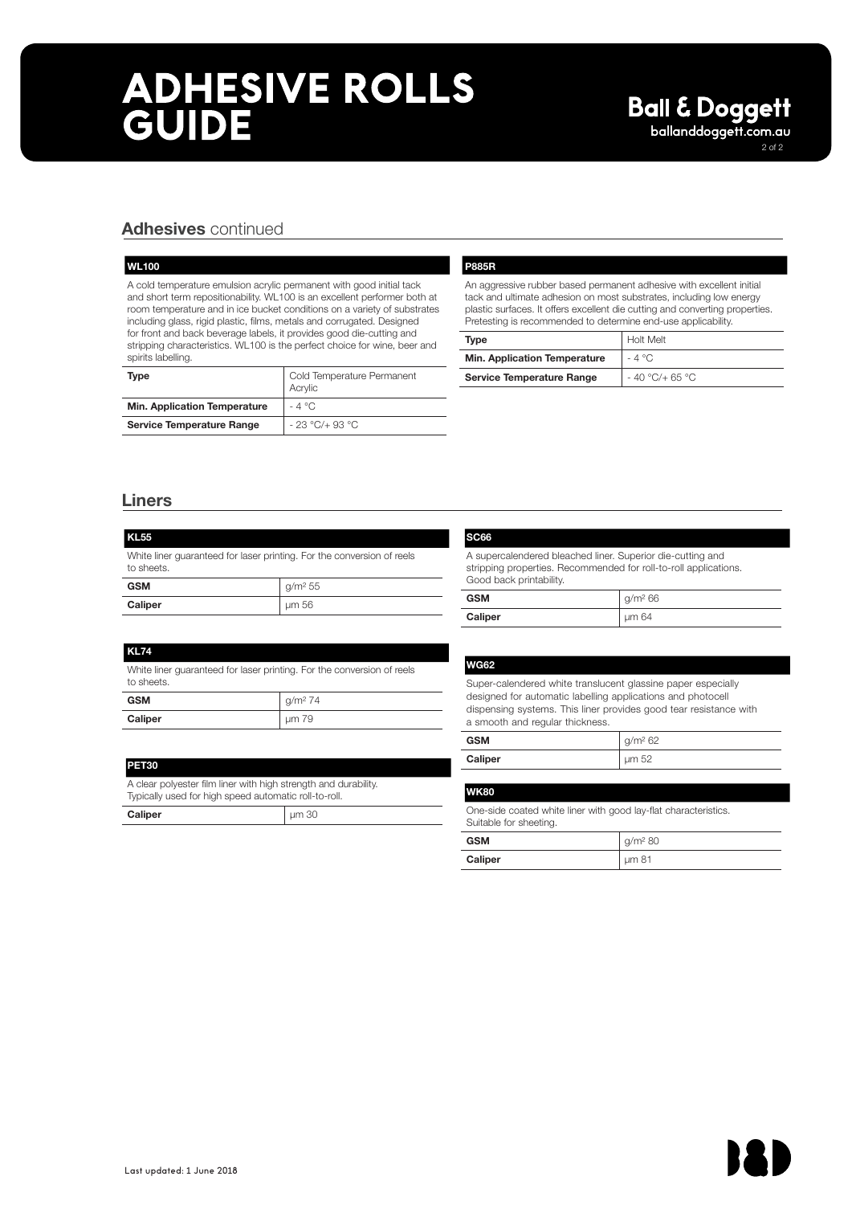# ADHESIVE ROLLS GUIDE

## Adhesives continued

### WL100

A cold temperature emulsion acrylic permanent with good initial tack and short term repositionability. WL100 is an excellent performer both at room temperature and in ice bucket conditions on a variety of substrates including glass, rigid plastic, films, metals and corrugated. Designed for front and back beverage labels, it provides good die-cutting and stripping characteristics. WL100 is the perfect choice for wine, beer and spirits labelling.

| | |
|---|---|
| **Type** | Cold Temperature Permanent Acrylic |
| **Min. Application Temperature** | - 4 °C |
| **Service Temperature Range** | - 23 °C/+ 93 °C |

### P885R

An aggressive rubber based permanent adhesive with excellent initial tack and ultimate adhesion on most substrates, including low energy plastic surfaces. It offers excellent die cutting and converting properties. Pretesting is recommended to determine end-use applicability.

| | |
|---|---|
| **Type** | Holt Melt |
| **Min. Application Temperature** | - 4 °C |
| **Service Temperature Range** | - 40 °C/+ 65 °C |

## Liners

### KL55

White liner guaranteed for laser printing. For the conversion of reels to sheets.

| | |
|---|---|
| **GSM** | g/m² 55 |
| **Caliper** | µm 56 |

### KL74

White liner guaranteed for laser printing. For the conversion of reels to sheets.

| | |
|---|---|
| **GSM** | g/m² 74 |
| **Caliper** | µm 79 |

### PET30

A clear polyester film liner with high strength and durability. Typically used for high speed automatic roll-to-roll.

| | |
|---|---|
| **Caliper** | µm 30 |

### SC66

A supercalendered bleached liner. Superior die-cutting and stripping properties. Recommended for roll-to-roll applications. Good back printability.

| | |
|---|---|
| **GSM** | g/m² 66 |
| **Caliper** | µm 64 |

### WG62

Super-calendered white translucent glassine paper especially designed for automatic labelling applications and photocell dispensing systems. This liner provides good tear resistance with a smooth and regular thickness.

| | |
|---|---|
| **GSM** | g/m² 62 |
| **Caliper** | µm 52 |

### WK80

One-side coated white liner with good lay-flat characteristics. Suitable for sheeting.

| | |
|---|---|
| **GSM** | g/m² 80 |
| **Caliper** | µm 81 |

Last updated: 1 June 2018